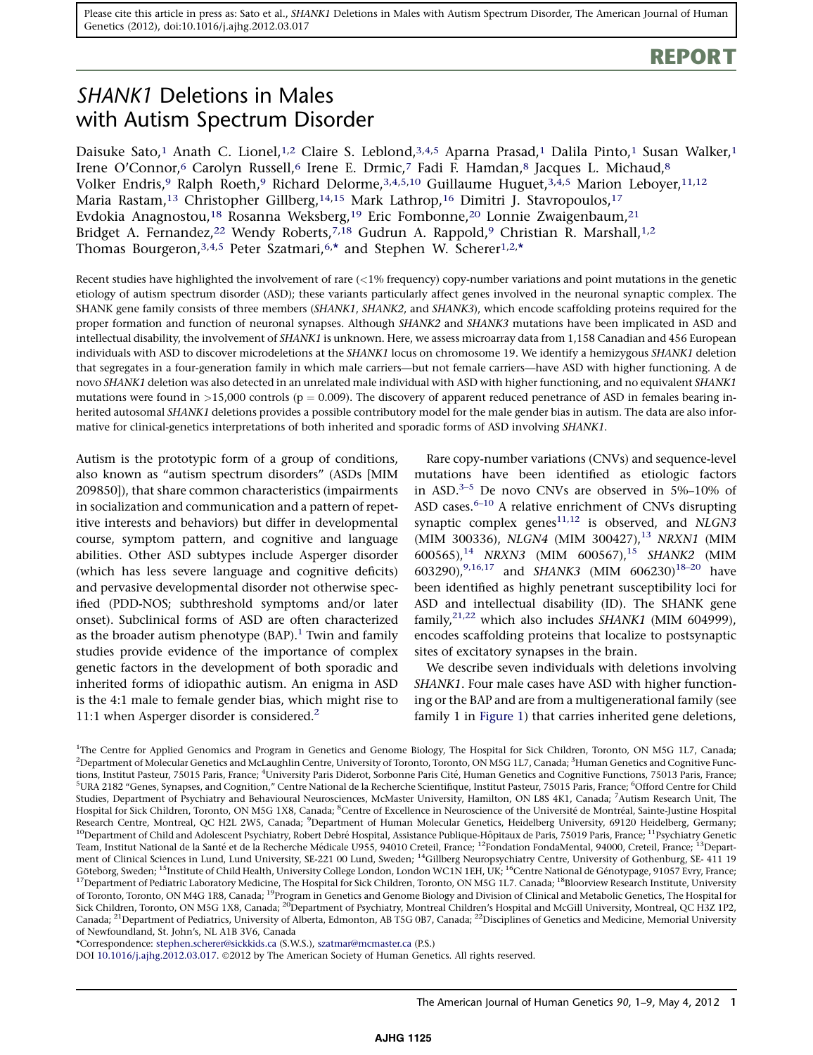Please cite this article in press as: Sato et al., *SHANK1* Deletions in Males with Autism Spectrum Disorder, The American Journal of Human Genetics (2012), doi:10.1016/j.ajhg.2012.03.017

**REPORT**

# *SHANK1* Deletions in Males with Autism Spectrum Disorder

Daisuke Sato,[1] Anath C. Lionel,[1,2] Claire S. Leblond,[3,4,5] Aparna Prasad,[1] Dalila Pinto,[1] Susan Walker,[1] Irene O'Connor,[6] Carolyn Russell,[6] Irene E. Drmic,[7] Fadi F. Hamdan,[8] Jacques L. Michaud,[8] Volker Endris,[9] Ralph Roeth,[9] Richard Delorme,[3,4,5,10] Guillaume Huguet,[3,4,5] Marion Leboyer,[11,12] Maria Rastam,[13] Christopher Gillberg,[14,15] Mark Lathrop,[16] Dimitri J. Stavropoulos,[17] Evdokia Anagnostou,[18] Rosanna Weksberg,[19] Eric Fombonne,[20] Lonnie Zwaigenbaum,[21] Bridget A. Fernandez,[22] Wendy Roberts,[7,18] Gudrun A. Rappold,[9] Christian R. Marshall,[1,2] Thomas Bourgeron,[3,4,5] Peter Szatmari,[6,*] and Stephen W. Scherer[1,2,*]

Recent studies have highlighted the involvement of rare (<1% frequency) copy-number variations and point mutations in the genetic etiology of autism spectrum disorder (ASD); these variants particularly affect genes involved in the neuronal synaptic complex. The SHANK gene family consists of three members (*SHANK1*, *SHANK2*, and *SHANK3*), which encode scaffolding proteins required for the proper formation and function of neuronal synapses. Although *SHANK2* and *SHANK3* mutations have been implicated in ASD and intellectual disability, the involvement of *SHANK1* is unknown. Here, we assess microarray data from 1,158 Canadian and 456 European individuals with ASD to discover microdeletions at the *SHANK1* locus on chromosome 19. We identify a hemizygous *SHANK1* deletion that segregates in a four-generation family in which male carriers—but not female carriers—have ASD with higher functioning. A de novo *SHANK1* deletion was also detected in an unrelated male individual with ASD with higher functioning, and no equivalent *SHANK1* mutations were found in >15,000 controls ($p = 0.009$). The discovery of apparent reduced penetrance of ASD in females bearing inherited autosomal *SHANK1* deletions provides a possible contributory model for the male gender bias in autism. The data are also informative for clinical-genetics interpretations of both inherited and sporadic forms of ASD involving *SHANK1*.

Autism is the prototypic form of a group of conditions, also known as "autism spectrum disorders" (ASDs [MIM 209850]), that share common characteristics (impairments in socialization and communication and a pattern of repetitive interests and behaviors) but differ in developmental course, symptom pattern, and cognitive and language abilities. Other ASD subtypes include Asperger disorder (which has less severe language and cognitive deficits) and pervasive developmental disorder not otherwise specified (PDD-NOS; subthreshold symptoms and/or later onset). Subclinical forms of ASD are often characterized as the broader autism phenotype (BAP).[1] Twin and family studies provide evidence of the importance of complex genetic factors in the development of both sporadic and inherited forms of idiopathic autism. An enigma in ASD is the 4:1 male to female gender bias, which might rise to 11:1 when Asperger disorder is considered.[2]

Rare copy-number variations (CNVs) and sequence-level mutations have been identified as etiologic factors in ASD.[3–5] De novo CNVs are observed in 5%–10% of ASD cases.[6–10] A relative enrichment of CNVs disrupting synaptic complex genes[11,12] is observed, and *NLGN3* (MIM 300336), *NLGN4* (MIM 300427),[13] *NRXN1* (MIM 600565),[14] *NRXN3* (MIM 600567),[15] *SHANK2* (MIM 603290),[9,16,17] and *SHANK3* (MIM 606230)[18–20] have been identified as highly penetrant susceptibility loci for ASD and intellectual disability (ID). The SHANK gene family,[21,22] which also includes *SHANK1* (MIM 604999), encodes scaffolding proteins that localize to postsynaptic sites of excitatory synapses in the brain.

We describe seven individuals with deletions involving *SHANK1*. Four male cases have ASD with higher functioning or the BAP and are from a multigenerational family (see family 1 in Figure 1) that carries inherited gene deletions,

[1]The Centre for Applied Genomics and Program in Genetics and Genome Biology, The Hospital for Sick Children, Toronto, ON M5G 1L7, Canada; [2]Department of Molecular Genetics and McLaughlin Centre, University of Toronto, Toronto, ON M5G 1L7, Canada; [3]Human Genetics and Cognitive Functions, Institut Pasteur, 75015 Paris, France; [4]University Paris Diderot, Sorbonne Paris Cité, Human Genetics and Cognitive Functions, 75013 Paris, France; [5]URA 2182 "Genes, Synapses, and Cognition," Centre National de la Recherche Scientifique, Institut Pasteur, 75015 Paris, France; [6]Offord Centre for Child Studies, Department of Psychiatry and Behavioural Neurosciences, McMaster University, Hamilton, ON L8S 4K1, Canada; [7]Autism Research Unit, The Hospital for Sick Children, Toronto, ON M5G 1X8, Canada; [8]Centre of Excellence in Neuroscience of the Université de Montréal, Sainte-Justine Hospital Research Centre, Montreal, QC H2L 2W5, Canada; [9]Department of Human Molecular Genetics, Heidelberg University, 69120 Heidelberg, Germany; [10]Department of Child and Adolescent Psychiatry, Robert Debré Hospital, Assistance Publique-Hôpitaux de Paris, 75019 Paris, France; [11]Psychiatry Genetic Team, Institut National de la Santé et de la Recherche Médicale U955, 94010 Creteil, France; [12]Fondation FondaMental, 94000, Creteil, France; [13]Department of Clinical Sciences in Lund, Lund University, SE-221 00 Lund, Sweden; [14]Gillberg Neuropsychiatry Centre, University of Gothenburg, SE- 411 19 Göteborg, Sweden; [15]Institute of Child Health, University College London, London WC1N 1EH, UK; [16]Centre National de Génotypage, 91057 Evry, France; [17]Department of Pediatric Laboratory Medicine, The Hospital for Sick Children, Toronto, ON M5G 1L7. Canada; [18]Bloorview Research Institute, University of Toronto, Toronto, ON M4G 1R8, Canada; [19]Program in Genetics and Genome Biology and Division of Clinical and Metabolic Genetics, The Hospital for Sick Children, Toronto, ON M5G 1X8, Canada; [20]Department of Psychiatry, Montreal Children's Hospital and McGill University, Montreal, QC H3Z 1P2, Canada; [21]Department of Pediatrics, University of Alberta, Edmonton, AB T5G 0B7, Canada; [22]Disciplines of Genetics and Medicine, Memorial University of Newfoundland, St. John's, NL A1B 3V6, Canada

*Correspondence: stephen.scherer@sickkids.ca (S.W.S.), szatmar@mcmaster.ca (P.S.)

DOI 10.1016/j.ajhg.2012.03.017. ©2012 by The American Society of Human Genetics. All rights reserved.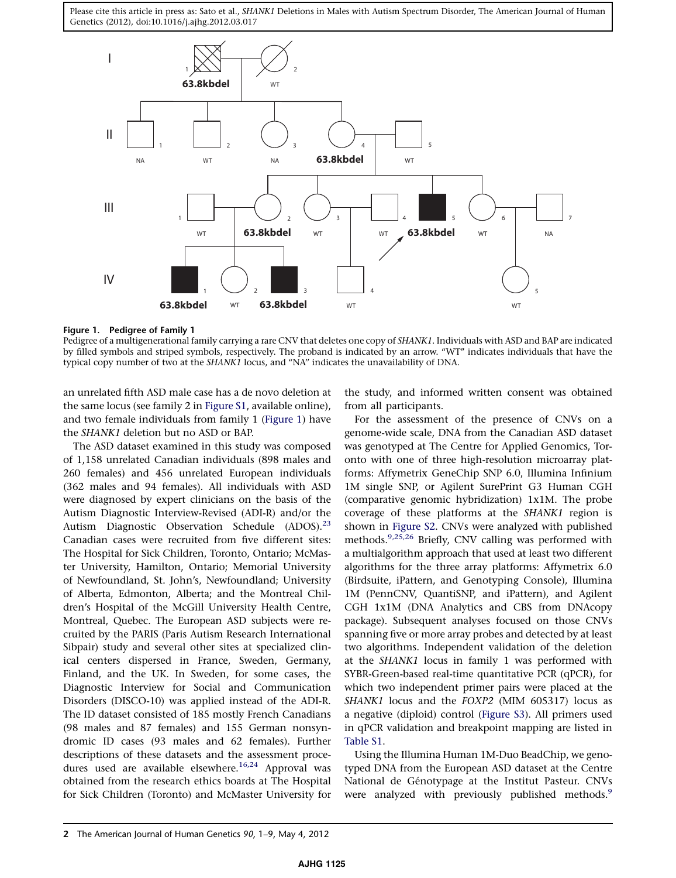**Figure 1. Pedigree of Family 1**

Pedigree of a multigenerational family carrying a rare CNV that deletes one copy of *SHANK1*. Individuals with ASD and BAP are indicated by filled symbols and striped symbols, respectively. The proband is indicated by an arrow. "WT" indicates individuals that have the typical copy number of two at the *SHANK1* locus, and "NA" indicates the unavailability of DNA.

an unrelated fifth ASD male case has a de novo deletion at the same locus (see family 2 in Figure S1, available online), and two female individuals from family 1 (Figure 1) have the *SHANK1* deletion but no ASD or BAP.

The ASD dataset examined in this study was composed of 1,158 unrelated Canadian individuals (898 males and 260 females) and 456 unrelated European individuals (362 males and 94 females). All individuals with ASD were diagnosed by expert clinicians on the basis of the Autism Diagnostic Interview-Revised (ADI-R) and/or the Autism Diagnostic Observation Schedule (ADOS).[23] Canadian cases were recruited from five different sites: The Hospital for Sick Children, Toronto, Ontario; McMaster University, Hamilton, Ontario; Memorial University of Newfoundland, St. John's, Newfoundland; University of Alberta, Edmonton, Alberta; and the Montreal Children's Hospital of the McGill University Health Centre, Montreal, Quebec. The European ASD subjects were recruited by the PARIS (Paris Autism Research International Sibpair) study and several other sites at specialized clinical centers dispersed in France, Sweden, Germany, Finland, and the UK. In Sweden, for some cases, the Diagnostic Interview for Social and Communication Disorders (DISCO-10) was applied instead of the ADI-R. The ID dataset consisted of 185 mostly French Canadians (98 males and 87 females) and 155 German nonsyndromic ID cases (93 males and 62 females). Further descriptions of these datasets and the assessment procedures used are available elsewhere.[16,24] Approval was obtained from the research ethics boards at The Hospital for Sick Children (Toronto) and McMaster University for the study, and informed written consent was obtained from all participants.

For the assessment of the presence of CNVs on a genome-wide scale, DNA from the Canadian ASD dataset was genotyped at The Centre for Applied Genomics, Toronto with one of three high-resolution microarray platforms: Affymetrix GeneChip SNP 6.0, Illumina Infinium 1M single SNP, or Agilent SurePrint G3 Human CGH (comparative genomic hybridization) 1x1M. The probe coverage of these platforms at the *SHANK1* region is shown in Figure S2. CNVs were analyzed with published methods.[9,25,26] Briefly, CNV calling was performed with a multialgorithm approach that used at least two different algorithms for the three array platforms: Affymetrix 6.0 (Birdsuite, iPattern, and Genotyping Console), Illumina 1M (PennCNV, QuantiSNP, and iPattern), and Agilent CGH 1x1M (DNA Analytics and CBS from DNAcopy package). Subsequent analyses focused on those CNVs spanning five or more array probes and detected by at least two algorithms. Independent validation of the deletion at the *SHANK1* locus in family 1 was performed with SYBR-Green-based real-time quantitative PCR (qPCR), for which two independent primer pairs were placed at the *SHANK1* locus and the *FOXP2* (MIM 605317) locus as a negative (diploid) control (Figure S3). All primers used in qPCR validation and breakpoint mapping are listed in Table S1.

Using the Illumina Human 1M-Duo BeadChip, we genotyped DNA from the European ASD dataset at the Centre National de Génotypage at the Institut Pasteur. CNVs were analyzed with previously published methods.[9]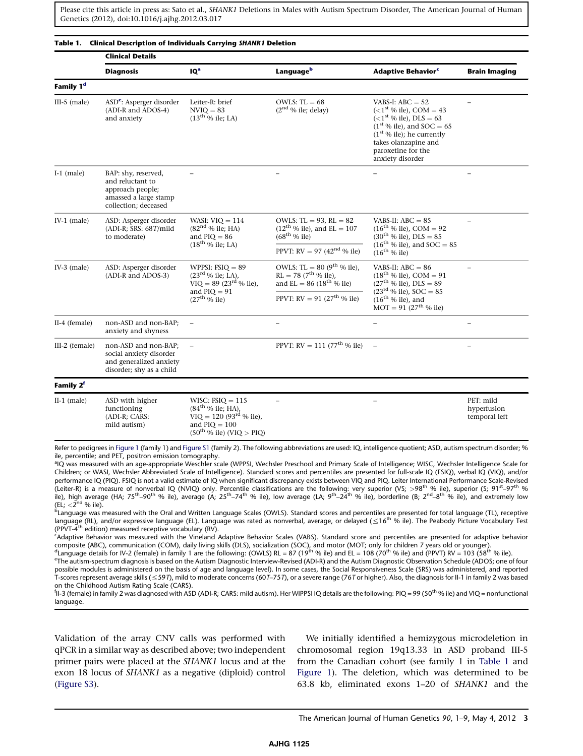**Table 1. Clinical Description of Individuals Carrying *SHANK1* Deletion**

| | Clinical Details | | | | |
|---|---|---|---|---|---|
| | **Diagnosis** | **IQ[a]** | **Language[b]** | **Adaptive Behavior[c]** | **Brain Imaging** |
| **Family 1[d]** | | | | | |
| III-5 (male) | ASD[e]: Asperger disorder (ADI-R and ADOS-4) and anxiety | Leiter-R: brief NVIQ = 83 (13[th] % ile; LA) | OWLS: TL = 68 (2[nd] % ile; delay) | VABS-I: ABC = 52 (<1[st] % ile), COM = 43 (<1[st] % ile), DLS = 63 (1[st] % ile), and SOC = 65 (1[st] % ile); he currently takes olanzapine and paroxetine for the anxiety disorder | – |
| I-1 (male) | BAP: shy, reserved, and reluctant to approach people; amassed a large stamp collection; deceased | – | – | – | – |
| IV-1 (male) | ASD: Asperger disorder (ADI-R; SRS: 68T/mild to moderate) | WASI: VIQ = 114 (82[nd] % ile; HA) and PIQ = 86 (18[th] % ile; LA) | OWLS: TL = 93, RL = 82 (12[th] % ile), and EL = 107 (68[th] % ile); PPVT: RV = 97 (42[nd] % ile) | VABS-II: ABC = 85 (16[th] % ile), COM = 92 (30[th] % ile), DLS = 85 (16[th] % ile), and SOC = 85 (16[th] % ile) | – |
| IV-3 (male) | ASD: Asperger disorder (ADI-R and ADOS-3) | WPPSI: FSIQ = 89 (23[rd] % ile; LA), VIQ = 89 (23[rd] % ile), and PIQ = 91 (27[th] % ile) | OWLS: TL = 80 (9[th] % ile), RL = 78 (7[th] % ile), and EL = 86 (18[th] % ile); PPVT: RV = 91 (27[th] % ile) | VABS-II: ABC = 86 (18[th] % ile), COM = 91 (27[th] % ile), DLS = 89 (23[rd] % ile), SOC = 85 (16[th] % ile), and MOT = 91 (27[th] % ile) | – |
| II-4 (female) | non-ASD and non-BAP; anxiety and shyness | – | – | – | – |
| III-2 (female) | non-ASD and non-BAP; social anxiety disorder and generalized anxiety disorder; shy as a child | – | PPVT: RV = 111 (77[th] % ile) | – | – |
| **Family 2[f]** | | | | | |
| II-1 (male) | ASD with higher functioning (ADI-R; CARS: mild autism) | WISC: FSIQ = 115 (84[th] % ile; HA), VIQ = 120 (93[rd] % ile), and PIQ = 100 (50[th] % ile) (VIQ > PIQ) | – | – | PET: mild hyperfusion temporal left |

Refer to pedigrees in Figure 1 (family 1) and Figure S1 (family 2). The following abbreviations are used: IQ, intelligence quotient; ASD, autism spectrum disorder; % ile, percentile; and PET, positron emission tomography.

[a]IQ was measured with an age-appropriate Weschler scale (WPPSI, Wechsler Preschool and Primary Scale of Intelligence; WISC, Wechsler Intelligence Scale for Children; or WASI, Wechsler Abbreviated Scale of Intelligence). Standard scores and percentiles are presented for full-scale IQ (FSIQ), verbal IQ (VIQ), and/or performance IQ (PIQ). FSIQ is not a valid estimate of IQ when significant discrepancy exists between VIQ and PIQ. Leiter International Performance Scale-Revised (Leiter-R) is a measure of nonverbal IQ (NVIQ) only. Percentile classifications are the following: very superior (VS; >98[th] % ile), superior (S; 91[st]–97[th] % ile), high average (HA; 75[th]–90[th] % ile), average (A; 25[th]–74[th] % ile), low average (LA; 9[th]–24[th] % ile), borderline (B; 2[nd]–8[th] % ile), and extremely low (EL; <2[nd] % ile).

[b]Language was measured with the Oral and Written Language Scales (OWLS). Standard scores and percentiles are presented for total language (TL), receptive language (RL), and/or expressive language (EL). Language was rated as nonverbal, average, or delayed (≤16[th] % ile). The Peabody Picture Vocabulary Test (PPVT-4[th] edition) measured receptive vocabulary (RV).

[c]Adaptive Behavior was measured with the Vineland Adaptive Behavior Scales (VABS). Standard score and percentiles are presented for adaptive behavior composite (ABC), communication (COM), daily living skills (DLS), socialization (SOC), and motor (MOT; only for children 7 years old or younger).

[d]Language details for IV-2 (female) in family 1 are the following: (OWLS) RL = 87 (19[th] % ile) and EL = 108 (70[th] % ile) and (PPVT) RV = 103 (58[th] % ile).

[e]The autism-spectrum diagnosis is based on the Autism Diagnostic Interview-Revised (ADI-R) and the Autism Diagnostic Observation Schedule (ADOS; one of four possible modules is administered on the basis of age and language level). In some cases, the Social Responsiveness Scale (SRS) was administered, and reported T-scores represent average skills (≤59T), mild to moderate concerns (60T–75T), or a severe range (76T or higher). Also, the diagnosis for II-1 in family 2 was based on the Childhood Autism Rating Scale (CARS).

[f]II-3 (female) in family 2 was diagnosed with ASD (ADI-R; CARS: mild autism). Her WIPPSI IQ details are the following: PIQ = 99 (50[th] % ile) and VIQ = nonfunctional language.

Validation of the array CNV calls was performed with qPCR in a similar way as described above; two independent primer pairs were placed at the *SHANK1* locus and at the exon 18 locus of *SHANK1* as a negative (diploid) control (Figure S3).

We initially identified a hemizygous microdeletion in chromosomal region 19q13.33 in ASD proband III-5 from the Canadian cohort (see family 1 in Table 1 and Figure 1). The deletion, which was determined to be 63.8 kb, eliminated exons 1–20 of *SHANK1* and the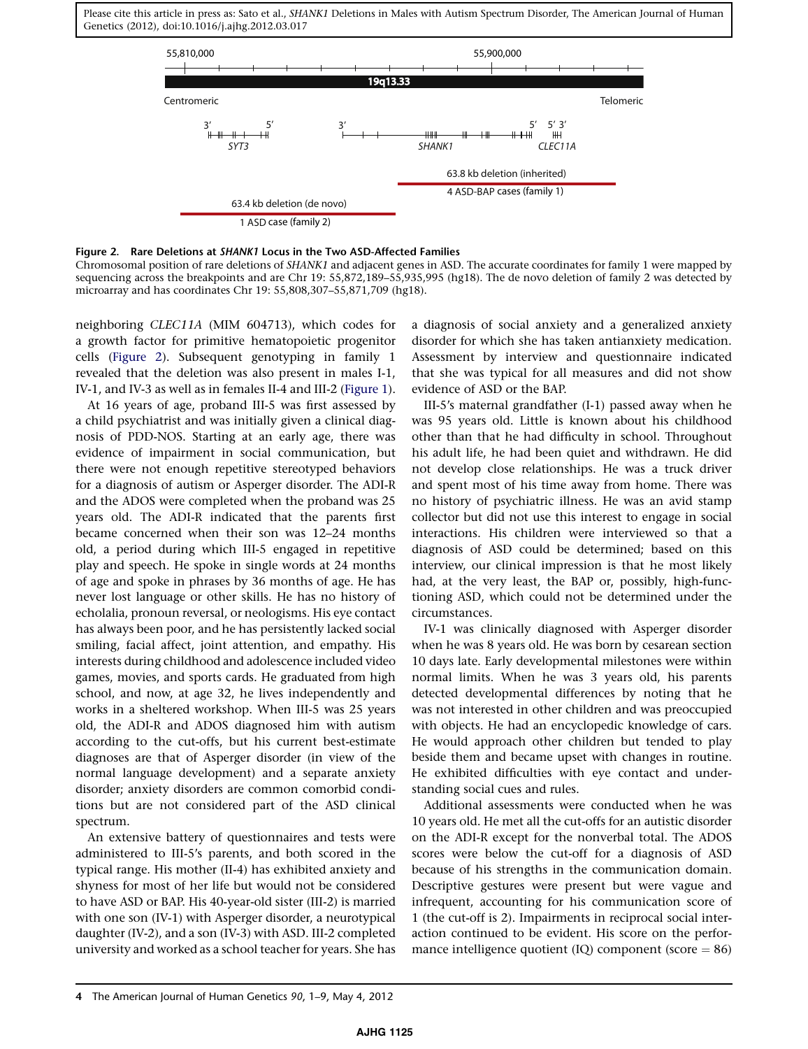**Figure 2. Rare Deletions at *SHANK1* Locus in the Two ASD-Affected Families**

Chromosomal position of rare deletions of *SHANK1* and adjacent genes in ASD. The accurate coordinates for family 1 were mapped by sequencing across the breakpoints and are Chr 19: 55,872,189–55,935,995 (hg18). The de novo deletion of family 2 was detected by microarray and has coordinates Chr 19: 55,808,307–55,871,709 (hg18).

neighboring *CLEC11A* (MIM 604713), which codes for a growth factor for primitive hematopoietic progenitor cells (Figure 2). Subsequent genotyping in family 1 revealed that the deletion was also present in males I-1, IV-1, and IV-3 as well as in females II-4 and III-2 (Figure 1).

At 16 years of age, proband III-5 was first assessed by a child psychiatrist and was initially given a clinical diagnosis of PDD-NOS. Starting at an early age, there was evidence of impairment in social communication, but there were not enough repetitive stereotyped behaviors for a diagnosis of autism or Asperger disorder. The ADI-R and the ADOS were completed when the proband was 25 years old. The ADI-R indicated that the parents first became concerned when their son was 12–24 months old, a period during which III-5 engaged in repetitive play and speech. He spoke in single words at 24 months of age and spoke in phrases by 36 months of age. He has never lost language or other skills. He has no history of echolalia, pronoun reversal, or neologisms. His eye contact has always been poor, and he has persistently lacked social smiling, facial affect, joint attention, and empathy. His interests during childhood and adolescence included video games, movies, and sports cards. He graduated from high school, and now, at age 32, he lives independently and works in a sheltered workshop. When III-5 was 25 years old, the ADI-R and ADOS diagnosed him with autism according to the cut-offs, but his current best-estimate diagnoses are that of Asperger disorder (in view of the normal language development) and a separate anxiety disorder; anxiety disorders are common comorbid conditions but are not considered part of the ASD clinical spectrum.

An extensive battery of questionnaires and tests were administered to III-5's parents, and both scored in the typical range. His mother (II-4) has exhibited anxiety and shyness for most of her life but would not be considered to have ASD or BAP. His 40-year-old sister (III-2) is married with one son (IV-1) with Asperger disorder, a neurotypical daughter (IV-2), and a son (IV-3) with ASD. III-2 completed university and worked as a school teacher for years. She has a diagnosis of social anxiety and a generalized anxiety disorder for which she has taken antianxiety medication. Assessment by interview and questionnaire indicated that she was typical for all measures and did not show evidence of ASD or the BAP.

III-5's maternal grandfather (I-1) passed away when he was 95 years old. Little is known about his childhood other than that he had difficulty in school. Throughout his adult life, he had been quiet and withdrawn. He did not develop close relationships. He was a truck driver and spent most of his time away from home. There was no history of psychiatric illness. He was an avid stamp collector but did not use this interest to engage in social interactions. His children were interviewed so that a diagnosis of ASD could be determined; based on this interview, our clinical impression is that he most likely had, at the very least, the BAP or, possibly, high-functioning ASD, which could not be determined under the circumstances.

IV-1 was clinically diagnosed with Asperger disorder when he was 8 years old. He was born by cesarean section 10 days late. Early developmental milestones were within normal limits. When he was 3 years old, his parents detected developmental differences by noting that he was not interested in other children and was preoccupied with objects. He had an encyclopedic knowledge of cars. He would approach other children but tended to play beside them and became upset with changes in routine. He exhibited difficulties with eye contact and understanding social cues and rules.

Additional assessments were conducted when he was 10 years old. He met all the cut-offs for an autistic disorder on the ADI-R except for the nonverbal total. The ADOS scores were below the cut-off for a diagnosis of ASD because of his strengths in the communication domain. Descriptive gestures were present but were vague and infrequent, accounting for his communication score of 1 (the cut-off is 2). Impairments in reciprocal social interaction continued to be evident. His score on the performance intelligence quotient (IQ) component (score = 86)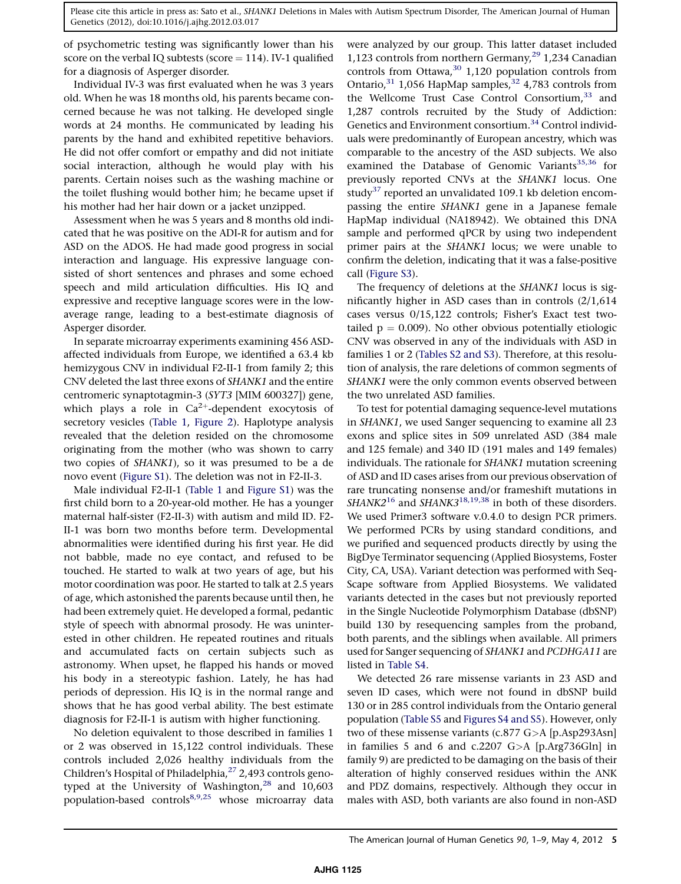of psychometric testing was significantly lower than his score on the verbal IQ subtests (score = 114). IV-1 qualified for a diagnosis of Asperger disorder.

Individual IV-3 was first evaluated when he was 3 years old. When he was 18 months old, his parents became concerned because he was not talking. He developed single words at 24 months. He communicated by leading his parents by the hand and exhibited repetitive behaviors. He did not offer comfort or empathy and did not initiate social interaction, although he would play with his parents. Certain noises such as the washing machine or the toilet flushing would bother him; he became upset if his mother had her hair down or a jacket unzipped.

Assessment when he was 5 years and 8 months old indicated that he was positive on the ADI-R for autism and for ASD on the ADOS. He had made good progress in social interaction and language. His expressive language consisted of short sentences and phrases and some echoed speech and mild articulation difficulties. His IQ and expressive and receptive language scores were in the low-average range, leading to a best-estimate diagnosis of Asperger disorder.

In separate microarray experiments examining 456 ASD-affected individuals from Europe, we identified a 63.4 kb hemizygous CNV in individual F2-II-1 from family 2; this CNV deleted the last three exons of *SHANK1* and the entire centromeric synaptotagmin-3 (*SYT3* [MIM 600327]) gene, which plays a role in $Ca^{2+}$-dependent exocytosis of secretory vesicles (Table 1, Figure 2). Haplotype analysis revealed that the deletion resided on the chromosome originating from the mother (who was shown to carry two copies of *SHANK1*), so it was presumed to be a de novo event (Figure S1). The deletion was not in F2-II-3.

Male individual F2-II-1 (Table 1 and Figure S1) was the first child born to a 20-year-old mother. He has a younger maternal half-sister (F2-II-3) with autism and mild ID. F2-II-1 was born two months before term. Developmental abnormalities were identified during his first year. He did not babble, made no eye contact, and refused to be touched. He started to walk at two years of age, but his motor coordination was poor. He started to talk at 2.5 years of age, which astonished the parents because until then, he had been extremely quiet. He developed a formal, pedantic style of speech with abnormal prosody. He was uninterested in other children. He repeated routines and rituals and accumulated facts on certain subjects such as astronomy. When upset, he flapped his hands or moved his body in a stereotypic fashion. Lately, he has had periods of depression. His IQ is in the normal range and shows that he has good verbal ability. The best estimate diagnosis for F2-II-1 is autism with higher functioning.

No deletion equivalent to those described in families 1 or 2 was observed in 15,122 control individuals. These controls included 2,026 healthy individuals from the Children's Hospital of Philadelphia,[27] 2,493 controls genotyped at the University of Washington,[28] and 10,603 population-based controls[8,9,25] whose microarray data were analyzed by our group. This latter dataset included 1,123 controls from northern Germany,[29] 1,234 Canadian controls from Ottawa,[30] 1,120 population controls from Ontario,[31] 1,056 HapMap samples,[32] 4,783 controls from the Wellcome Trust Case Control Consortium,[33] and 1,287 controls recruited by the Study of Addiction: Genetics and Environment consortium.[34] Control individuals were predominantly of European ancestry, which was comparable to the ancestry of the ASD subjects. We also examined the Database of Genomic Variants[35,36] for previously reported CNVs at the *SHANK1* locus. One study[37] reported an unvalidated 109.1 kb deletion encompassing the entire *SHANK1* gene in a Japanese female HapMap individual (NA18942). We obtained this DNA sample and performed qPCR by using two independent primer pairs at the *SHANK1* locus; we were unable to confirm the deletion, indicating that it was a false-positive call (Figure S3).

The frequency of deletions at the *SHANK1* locus is significantly higher in ASD cases than in controls (2/1,614 cases versus 0/15,122 controls; Fisher's Exact test two-tailed $p = 0.009$). No other obvious potentially etiologic CNV was observed in any of the individuals with ASD in families 1 or 2 (Tables S2 and S3). Therefore, at this resolution of analysis, the rare deletions of common segments of *SHANK1* were the only common events observed between the two unrelated ASD families.

To test for potential damaging sequence-level mutations in *SHANK1*, we used Sanger sequencing to examine all 23 exons and splice sites in 509 unrelated ASD (384 male and 125 female) and 340 ID (191 males and 149 females) individuals. The rationale for *SHANK1* mutation screening of ASD and ID cases arises from our previous observation of rare truncating nonsense and/or frameshift mutations in *SHANK2*[16] and *SHANK3*[18,19,38] in both of these disorders. We used Primer3 software v.0.4.0 to design PCR primers. We performed PCRs by using standard conditions, and we purified and sequenced products directly by using the BigDye Terminator sequencing (Applied Biosystems, Foster City, CA, USA). Variant detection was performed with SeqScape software from Applied Biosystems. We validated variants detected in the cases but not previously reported in the Single Nucleotide Polymorphism Database (dbSNP) build 130 by resequencing samples from the proband, both parents, and the siblings when available. All primers used for Sanger sequencing of *SHANK1* and *PCDHGA11* are listed in Table S4.

We detected 26 rare missense variants in 23 ASD and seven ID cases, which were not found in dbSNP build 130 or in 285 control individuals from the Ontario general population (Table S5 and Figures S4 and S5). However, only two of these missense variants (c.877 G>A [p.Asp293Asn] in families 5 and 6 and c.2207 G>A [p.Arg736Gln] in family 9) are predicted to be damaging on the basis of their alteration of highly conserved residues within the ANK and PDZ domains, respectively. Although they occur in males with ASD, both variants are also found in non-ASD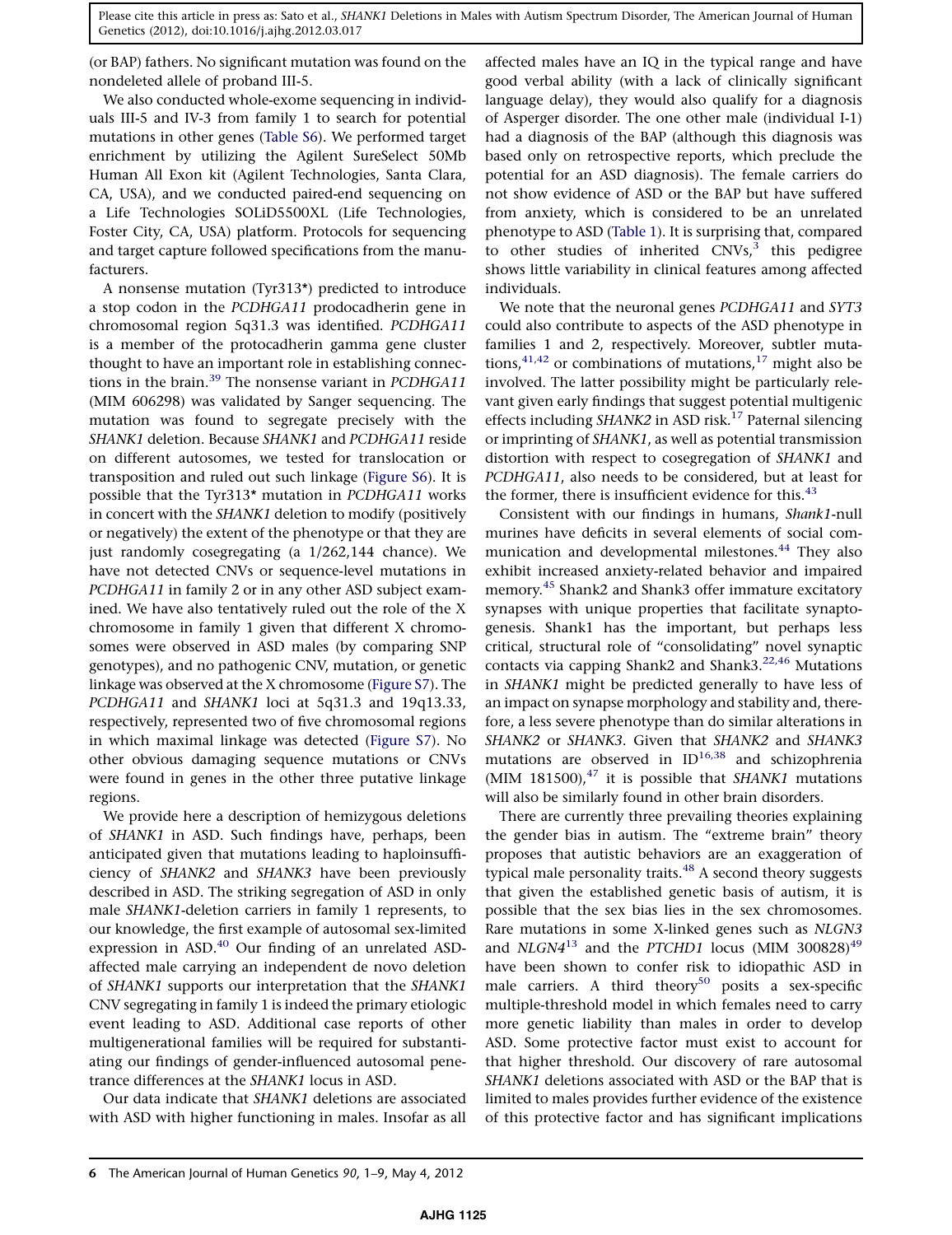(or BAP) fathers. No significant mutation was found on the nondeleted allele of proband III-5.

We also conducted whole-exome sequencing in individuals III-5 and IV-3 from family 1 to search for potential mutations in other genes (Table S6). We performed target enrichment by utilizing the Agilent SureSelect 50Mb Human All Exon kit (Agilent Technologies, Santa Clara, CA, USA), and we conducted paired-end sequencing on a Life Technologies SOLiD5500XL (Life Technologies, Foster City, CA, USA) platform. Protocols for sequencing and target capture followed specifications from the manufacturers.

A nonsense mutation (Tyr313*) predicted to introduce a stop codon in the *PCDHGA11* prodocadherin gene in chromosomal region 5q31.3 was identified. *PCDHGA11* is a member of the protocadherin gamma gene cluster thought to have an important role in establishing connections in the brain.[39] The nonsense variant in *PCDHGA11* (MIM 606298) was validated by Sanger sequencing. The mutation was found to segregate precisely with the *SHANK1* deletion. Because *SHANK1* and *PCDHGA11* reside on different autosomes, we tested for translocation or transposition and ruled out such linkage (Figure S6). It is possible that the Tyr313* mutation in *PCDHGA11* works in concert with the *SHANK1* deletion to modify (positively or negatively) the extent of the phenotype or that they are just randomly cosegregating (a 1/262,144 chance). We have not detected CNVs or sequence-level mutations in *PCDHGA11* in family 2 or in any other ASD subject examined. We have also tentatively ruled out the role of the X chromosome in family 1 given that different X chromosomes were observed in ASD males (by comparing SNP genotypes), and no pathogenic CNV, mutation, or genetic linkage was observed at the X chromosome (Figure S7). The *PCDHGA11* and *SHANK1* loci at 5q31.3 and 19q13.33, respectively, represented two of five chromosomal regions in which maximal linkage was detected (Figure S7). No other obvious damaging sequence mutations or CNVs were found in genes in the other three putative linkage regions.

We provide here a description of hemizygous deletions of *SHANK1* in ASD. Such findings have, perhaps, been anticipated given that mutations leading to haploinsufficiency of *SHANK2* and *SHANK3* have been previously described in ASD. The striking segregation of ASD in only male *SHANK1*-deletion carriers in family 1 represents, to our knowledge, the first example of autosomal sex-limited expression in ASD.[40] Our finding of an unrelated ASD-affected male carrying an independent de novo deletion of *SHANK1* supports our interpretation that the *SHANK1* CNV segregating in family 1 is indeed the primary etiologic event leading to ASD. Additional case reports of other multigenerational families will be required for substantiating our findings of gender-influenced autosomal penetrance differences at the *SHANK1* locus in ASD.

Our data indicate that *SHANK1* deletions are associated with ASD with higher functioning in males. Insofar as all affected males have an IQ in the typical range and have good verbal ability (with a lack of clinically significant language delay), they would also qualify for a diagnosis of Asperger disorder. The one other male (individual I-1) had a diagnosis of the BAP (although this diagnosis was based only on retrospective reports, which preclude the potential for an ASD diagnosis). The female carriers do not show evidence of ASD or the BAP but have suffered from anxiety, which is considered to be an unrelated phenotype to ASD (Table 1). It is surprising that, compared to other studies of inherited CNVs,[3] this pedigree shows little variability in clinical features among affected individuals.

We note that the neuronal genes *PCDHGA11* and *SYT3* could also contribute to aspects of the ASD phenotype in families 1 and 2, respectively. Moreover, subtler mutations,[41,42] or combinations of mutations,[17] might also be involved. The latter possibility might be particularly relevant given early findings that suggest potential multigenic effects including *SHANK2* in ASD risk.[17] Paternal silencing or imprinting of *SHANK1*, as well as potential transmission distortion with respect to cosegregation of *SHANK1* and *PCDHGA11*, also needs to be considered, but at least for the former, there is insufficient evidence for this.[43]

Consistent with our findings in humans, *Shank1*-null murines have deficits in several elements of social communication and developmental milestones.[44] They also exhibit increased anxiety-related behavior and impaired memory.[45] Shank2 and Shank3 offer immature excitatory synapses with unique properties that facilitate synaptogenesis. Shank1 has the important, but perhaps less critical, structural role of "consolidating" novel synaptic contacts via capping Shank2 and Shank3.[22,46] Mutations in *SHANK1* might be predicted generally to have less of an impact on synapse morphology and stability and, therefore, a less severe phenotype than do similar alterations in *SHANK2* or *SHANK3*. Given that *SHANK2* and *SHANK3* mutations are observed in ID[16,38] and schizophrenia (MIM 181500),[47] it is possible that *SHANK1* mutations will also be similarly found in other brain disorders.

There are currently three prevailing theories explaining the gender bias in autism. The "extreme brain" theory proposes that autistic behaviors are an exaggeration of typical male personality traits.[48] A second theory suggests that given the established genetic basis of autism, it is possible that the sex bias lies in the sex chromosomes. Rare mutations in some X-linked genes such as *NLGN3* and *NLGN4*[13] and the *PTCHD1* locus (MIM 300828)[49] have been shown to confer risk to idiopathic ASD in male carriers. A third theory[50] posits a sex-specific multiple-threshold model in which females need to carry more genetic liability than males in order to develop ASD. Some protective factor must exist to account for that higher threshold. Our discovery of rare autosomal *SHANK1* deletions associated with ASD or the BAP that is limited to males provides further evidence of the existence of this protective factor and has significant implications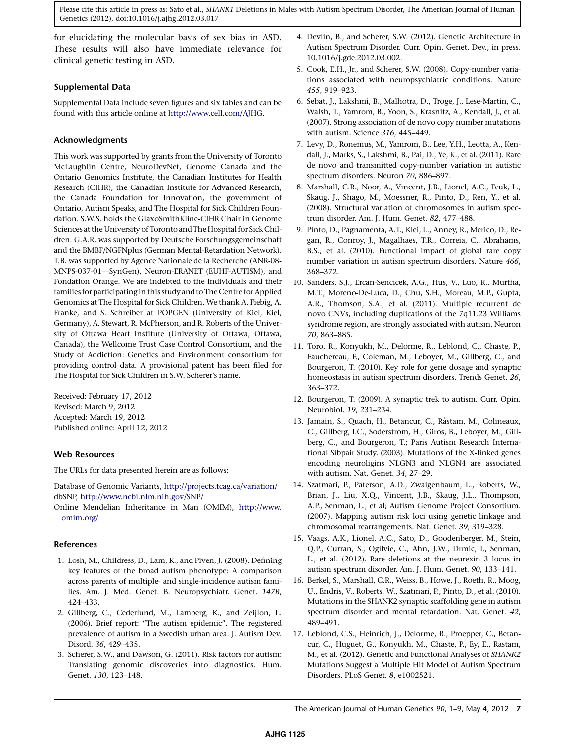for elucidating the molecular basis of sex bias in ASD. These results will also have immediate relevance for clinical genetic testing in ASD.

### Supplemental Data

Supplemental Data include seven figures and six tables and can be found with this article online at http://www.cell.com/AJHG.

### Acknowledgments

This work was supported by grants from the University of Toronto McLaughlin Centre, NeuroDevNet, Genome Canada and the Ontario Genomics Institute, the Canadian Institutes for Health Research (CIHR), the Canadian Institute for Advanced Research, the Canada Foundation for Innovation, the government of Ontario, Autism Speaks, and The Hospital for Sick Children Foundation. S.W.S. holds the GlaxoSmithKline-CIHR Chair in Genome Sciences at the University of Toronto and The Hospital for Sick Children. G.A.R. was supported by Deutsche Forschungsgemeinschaft and the BMBF/NGFNplus (German Mental-Retardation Network). T.B. was supported by Agence Nationale de la Recherche (ANR-08-MNPS-037-01—SynGen), Neuron-ERANET (EUHF-AUTISM), and Fondation Orange. We are indebted to the individuals and their families for participating in this study and to The Centre for Applied Genomics at The Hospital for Sick Children. We thank A. Fiebig, A. Franke, and S. Schreiber at POPGEN (University of Kiel, Kiel, Germany), A. Stewart, R. McPherson, and R. Roberts of the University of Ottawa Heart Institute (University of Ottawa, Ottawa, Canada), the Wellcome Trust Case Control Consortium, and the Study of Addiction: Genetics and Environment consortium for providing control data. A provisional patent has been filed for The Hospital for Sick Children in S.W. Scherer's name.

Received: February 17, 2012
Revised: March 9, 2012
Accepted: March 19, 2012
Published online: April 12, 2012

### Web Resources

The URLs for data presented herein are as follows:

Database of Genomic Variants, http://projects.tcag.ca/variation/
dbSNP, http://www.ncbi.nlm.nih.gov/SNP/
Online Mendelian Inheritance in Man (OMIM), http://www.omim.org/

### References

1. Losh, M., Childress, D., Lam, K., and Piven, J. (2008). Defining key features of the broad autism phenotype: A comparison across parents of multiple- and single-incidence autism families. Am. J. Med. Genet. B. Neuropsychiatr. Genet. *147B*, 424–433.
2. Gillberg, C., Cederlund, M., Lamberg, K., and Zeijlon, L. (2006). Brief report: "The autism epidemic". The registered prevalence of autism in a Swedish urban area. J. Autism Dev. Disord. *36*, 429–435.
3. Scherer, S.W., and Dawson, G. (2011). Risk factors for autism: Translating genomic discoveries into diagnostics. Hum. Genet. *130*, 123–148.
4. Devlin, B., and Scherer, S.W. (2012). Genetic Architecture in Autism Spectrum Disorder. Curr. Opin. Genet. Dev., in press. 10.1016/j.gde.2012.03.002.
5. Cook, E.H., Jr., and Scherer, S.W. (2008). Copy-number variations associated with neuropsychiatric conditions. Nature *455*, 919–923.
6. Sebat, J., Lakshmi, B., Malhotra, D., Troge, J., Lese-Martin, C., Walsh, T., Yamrom, B., Yoon, S., Krasnitz, A., Kendall, J., et al. (2007). Strong association of de novo copy number mutations with autism. Science *316*, 445–449.
7. Levy, D., Ronemus, M., Yamrom, B., Lee, Y.H., Leotta, A., Kendall, J., Marks, S., Lakshmi, B., Pai, D., Ye, K., et al. (2011). Rare de novo and transmitted copy-number variation in autistic spectrum disorders. Neuron *70*, 886–897.
8. Marshall, C.R., Noor, A., Vincent, J.B., Lionel, A.C., Feuk, L., Skaug, J., Shago, M., Moessner, R., Pinto, D., Ren, Y., et al. (2008). Structural variation of chromosomes in autism spectrum disorder. Am. J. Hum. Genet. *82*, 477–488.
9. Pinto, D., Pagnamenta, A.T., Klei, L., Anney, R., Merico, D., Regan, R., Conroy, J., Magalhaes, T.R., Correia, C., Abrahams, B.S., et al. (2010). Functional impact of global rare copy number variation in autism spectrum disorders. Nature *466*, 368–372.
10. Sanders, S.J., Ercan-Sencicek, A.G., Hus, V., Luo, R., Murtha, M.T., Moreno-De-Luca, D., Chu, S.H., Moreau, M.P., Gupta, A.R., Thomson, S.A., et al. (2011). Multiple recurrent de novo CNVs, including duplications of the 7q11.23 Williams syndrome region, are strongly associated with autism. Neuron *70*, 863–885.
11. Toro, R., Konyukh, M., Delorme, R., Leblond, C., Chaste, P., Fauchereau, F., Coleman, M., Leboyer, M., Gillberg, C., and Bourgeron, T. (2010). Key role for gene dosage and synaptic homeostasis in autism spectrum disorders. Trends Genet. *26*, 363–372.
12. Bourgeron, T. (2009). A synaptic trek to autism. Curr. Opin. Neurobiol. *19*, 231–234.
13. Jamain, S., Quach, H., Betancur, C., Råstam, M., Colineaux, C., Gillberg, I.C., Soderstrom, H., Giros, B., Leboyer, M., Gillberg, C., and Bourgeron, T.; Paris Autism Research International Sibpair Study. (2003). Mutations of the X-linked genes encoding neuroligins NLGN3 and NLGN4 are associated with autism. Nat. Genet. *34*, 27–29.
14. Szatmari, P., Paterson, A.D., Zwaigenbaum, L., Roberts, W., Brian, J., Liu, X.Q., Vincent, J.B., Skaug, J.L., Thompson, A.P., Senman, L., et al; Autism Genome Project Consortium. (2007). Mapping autism risk loci using genetic linkage and chromosomal rearrangements. Nat. Genet. *39*, 319–328.
15. Vaags, A.K., Lionel, A.C., Sato, D., Goodenberger, M., Stein, Q.P., Curran, S., Ogilvie, C., Ahn, J.W., Drmic, I., Senman, L., et al. (2012). Rare deletions at the neurexin 3 locus in autism spectrum disorder. Am. J. Hum. Genet. *90*, 133–141.
16. Berkel, S., Marshall, C.R., Weiss, B., Howe, J., Roeth, R., Moog, U., Endris, V., Roberts, W., Szatmari, P., Pinto, D., et al. (2010). Mutations in the SHANK2 synaptic scaffolding gene in autism spectrum disorder and mental retardation. Nat. Genet. *42*, 489–491.
17. Leblond, C.S., Heinrich, J., Delorme, R., Proepper, C., Betancur, C., Huguet, G., Konyukh, M., Chaste, P., Ey, E., Rastam, M., et al. (2012). Genetic and Functional Analyses of *SHANK2* Mutations Suggest a Multiple Hit Model of Autism Spectrum Disorders. PLoS Genet. *8*, e1002521.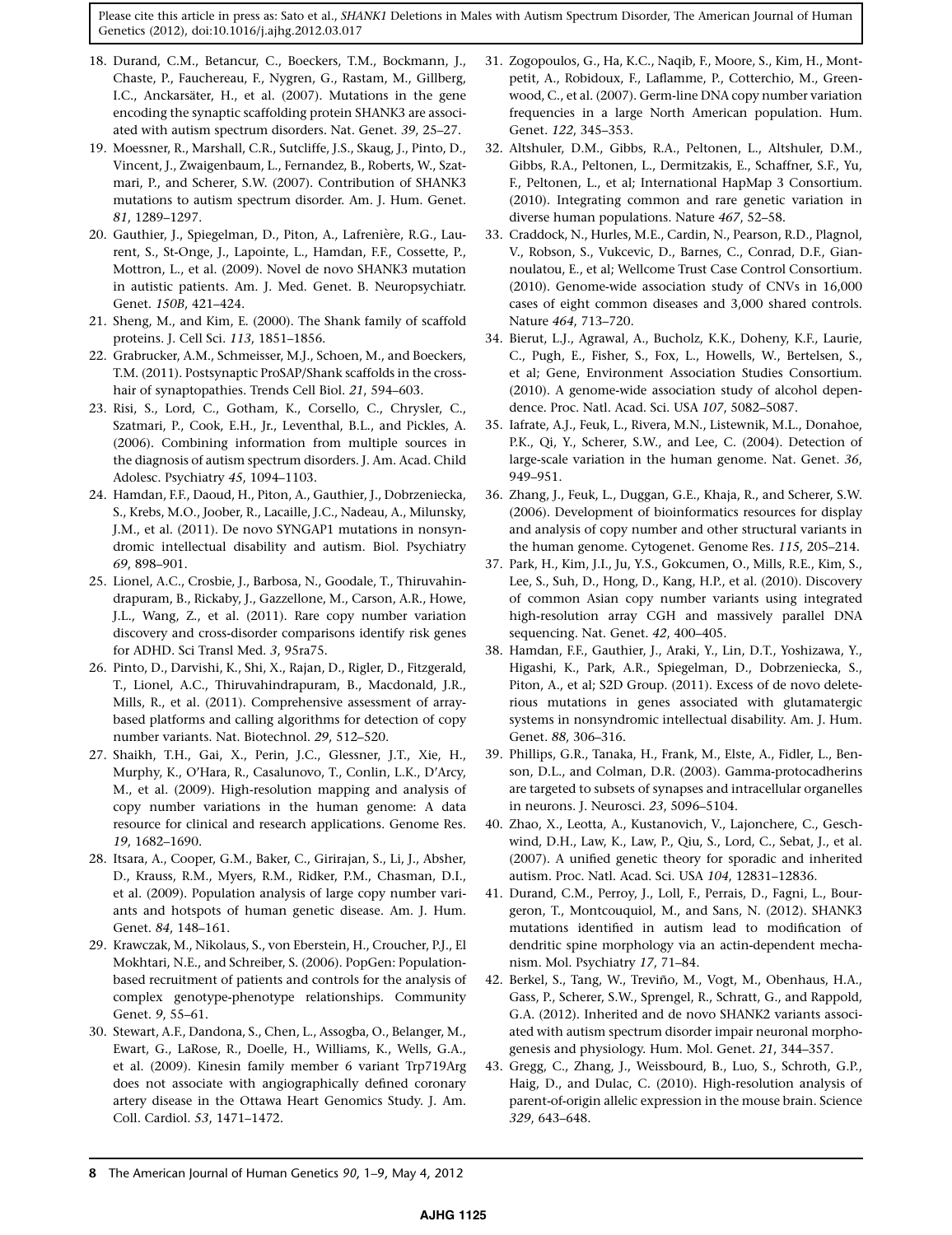18. Durand, C.M., Betancur, C., Boeckers, T.M., Bockmann, J., Chaste, P., Fauchereau, F., Nygren, G., Rastam, M., Gillberg, I.C., Anckarsäter, H., et al. (2007). Mutations in the gene encoding the synaptic scaffolding protein SHANK3 are associated with autism spectrum disorders. Nat. Genet. *39*, 25–27.
19. Moessner, R., Marshall, C.R., Sutcliffe, J.S., Skaug, J., Pinto, D., Vincent, J., Zwaigenbaum, L., Fernandez, B., Roberts, W., Szatmari, P., and Scherer, S.W. (2007). Contribution of SHANK3 mutations to autism spectrum disorder. Am. J. Hum. Genet. *81*, 1289–1297.
20. Gauthier, J., Spiegelman, D., Piton, A., Lafrenière, R.G., Laurent, S., St-Onge, J., Lapointe, L., Hamdan, F.F., Cossette, P., Mottron, L., et al. (2009). Novel de novo SHANK3 mutation in autistic patients. Am. J. Med. Genet. B. Neuropsychiatr. Genet. *150B*, 421–424.
21. Sheng, M., and Kim, E. (2000). The Shank family of scaffold proteins. J. Cell Sci. *113*, 1851–1856.
22. Grabrucker, A.M., Schmeisser, M.J., Schoen, M., and Boeckers, T.M. (2011). Postsynaptic ProSAP/Shank scaffolds in the cross-hair of synaptopathies. Trends Cell Biol. *21*, 594–603.
23. Risi, S., Lord, C., Gotham, K., Corsello, C., Chrysler, C., Szatmari, P., Cook, E.H., Jr., Leventhal, B.L., and Pickles, A. (2006). Combining information from multiple sources in the diagnosis of autism spectrum disorders. J. Am. Acad. Child Adolesc. Psychiatry *45*, 1094–1103.
24. Hamdan, F.F., Daoud, H., Piton, A., Gauthier, J., Dobrzeniecka, S., Krebs, M.O., Joober, R., Lacaille, J.C., Nadeau, A., Milunsky, J.M., et al. (2011). De novo SYNGAP1 mutations in nonsyndromic intellectual disability and autism. Biol. Psychiatry *69*, 898–901.
25. Lionel, A.C., Crosbie, J., Barbosa, N., Goodale, T., Thiruvahindrapuram, B., Rickaby, J., Gazzellone, M., Carson, A.R., Howe, J.L., Wang, Z., et al. (2011). Rare copy number variation discovery and cross-disorder comparisons identify risk genes for ADHD. Sci Transl Med. *3*, 95ra75.
26. Pinto, D., Darvishi, K., Shi, X., Rajan, D., Rigler, D., Fitzgerald, T., Lionel, A.C., Thiruvahindrapuram, B., Macdonald, J.R., Mills, R., et al. (2011). Comprehensive assessment of array-based platforms and calling algorithms for detection of copy number variants. Nat. Biotechnol. *29*, 512–520.
27. Shaikh, T.H., Gai, X., Perin, J.C., Glessner, J.T., Xie, H., Murphy, K., O'Hara, R., Casalunovo, T., Conlin, L.K., D'Arcy, M., et al. (2009). High-resolution mapping and analysis of copy number variations in the human genome: A data resource for clinical and research applications. Genome Res. *19*, 1682–1690.
28. Itsara, A., Cooper, G.M., Baker, C., Girirajan, S., Li, J., Absher, D., Krauss, R.M., Myers, R.M., Ridker, P.M., Chasman, D.I., et al. (2009). Population analysis of large copy number variants and hotspots of human genetic disease. Am. J. Hum. Genet. *84*, 148–161.
29. Krawczak, M., Nikolaus, S., von Eberstein, H., Croucher, P.J., El Mokhtari, N.E., and Schreiber, S. (2006). PopGen: Population-based recruitment of patients and controls for the analysis of complex genotype-phenotype relationships. Community Genet. *9*, 55–61.
30. Stewart, A.F., Dandona, S., Chen, L., Assogba, O., Belanger, M., Ewart, G., LaRose, R., Doelle, H., Williams, K., Wells, G.A., et al. (2009). Kinesin family member 6 variant Trp719Arg does not associate with angiographically defined coronary artery disease in the Ottawa Heart Genomics Study. J. Am. Coll. Cardiol. *53*, 1471–1472.
31. Zogopoulos, G., Ha, K.C., Naqib, F., Moore, S., Kim, H., Montpetit, A., Robidoux, F., Laflamme, P., Cotterchio, M., Greenwood, C., et al. (2007). Germ-line DNA copy number variation frequencies in a large North American population. Hum. Genet. *122*, 345–353.
32. Altshuler, D.M., Gibbs, R.A., Peltonen, L., Altshuler, D.M., Gibbs, R.A., Peltonen, L., Dermitzakis, E., Schaffner, S.F., Yu, F., Peltonen, L., et al; International HapMap 3 Consortium. (2010). Integrating common and rare genetic variation in diverse human populations. Nature *467*, 52–58.
33. Craddock, N., Hurles, M.E., Cardin, N., Pearson, R.D., Plagnol, V., Robson, S., Vukcevic, D., Barnes, C., Conrad, D.F., Giannoulatou, E., et al; Wellcome Trust Case Control Consortium. (2010). Genome-wide association study of CNVs in 16,000 cases of eight common diseases and 3,000 shared controls. Nature *464*, 713–720.
34. Bierut, L.J., Agrawal, A., Bucholz, K.K., Doheny, K.F., Laurie, C., Pugh, E., Fisher, S., Fox, L., Howells, W., Bertelsen, S., et al; Gene, Environment Association Studies Consortium. (2010). A genome-wide association study of alcohol dependence. Proc. Natl. Acad. Sci. USA *107*, 5082–5087.
35. Iafrate, A.J., Feuk, L., Rivera, M.N., Listewnik, M.L., Donahoe, P.K., Qi, Y., Scherer, S.W., and Lee, C. (2004). Detection of large-scale variation in the human genome. Nat. Genet. *36*, 949–951.
36. Zhang, J., Feuk, L., Duggan, G.E., Khaja, R., and Scherer, S.W. (2006). Development of bioinformatics resources for display and analysis of copy number and other structural variants in the human genome. Cytogenet. Genome Res. *115*, 205–214.
37. Park, H., Kim, J.I., Ju, Y.S., Gokcumen, O., Mills, R.E., Kim, S., Lee, S., Suh, D., Hong, D., Kang, H.P., et al. (2010). Discovery of common Asian copy number variants using integrated high-resolution array CGH and massively parallel DNA sequencing. Nat. Genet. *42*, 400–405.
38. Hamdan, F.F., Gauthier, J., Araki, Y., Lin, D.T., Yoshizawa, Y., Higashi, K., Park, A.R., Spiegelman, D., Dobrzeniecka, S., Piton, A., et al; S2D Group. (2011). Excess of de novo deleterious mutations in genes associated with glutamatergic systems in nonsyndromic intellectual disability. Am. J. Hum. Genet. *88*, 306–316.
39. Phillips, G.R., Tanaka, H., Frank, M., Elste, A., Fidler, L., Benson, D.L., and Colman, D.R. (2003). Gamma-protocadherins are targeted to subsets of synapses and intracellular organelles in neurons. J. Neurosci. *23*, 5096–5104.
40. Zhao, X., Leotta, A., Kustanovich, V., Lajonchere, C., Geschwind, D.H., Law, K., Law, P., Qiu, S., Lord, C., Sebat, J., et al. (2007). A unified genetic theory for sporadic and inherited autism. Proc. Natl. Acad. Sci. USA *104*, 12831–12836.
41. Durand, C.M., Perroy, J., Loll, F., Perrais, D., Fagni, L., Bourgeron, T., Montcouquiol, M., and Sans, N. (2012). SHANK3 mutations identified in autism lead to modification of dendritic spine morphology via an actin-dependent mechanism. Mol. Psychiatry *17*, 71–84.
42. Berkel, S., Tang, W., Treviño, M., Vogt, M., Obenhaus, H.A., Gass, P., Scherer, S.W., Sprengel, R., Schratt, G., and Rappold, G.A. (2012). Inherited and de novo SHANK2 variants associated with autism spectrum disorder impair neuronal morphogenesis and physiology. Hum. Mol. Genet. *21*, 344–357.
43. Gregg, C., Zhang, J., Weissbourd, B., Luo, S., Schroth, G.P., Haig, D., and Dulac, C. (2010). High-resolution analysis of parent-of-origin allelic expression in the mouse brain. Science *329*, 643–648.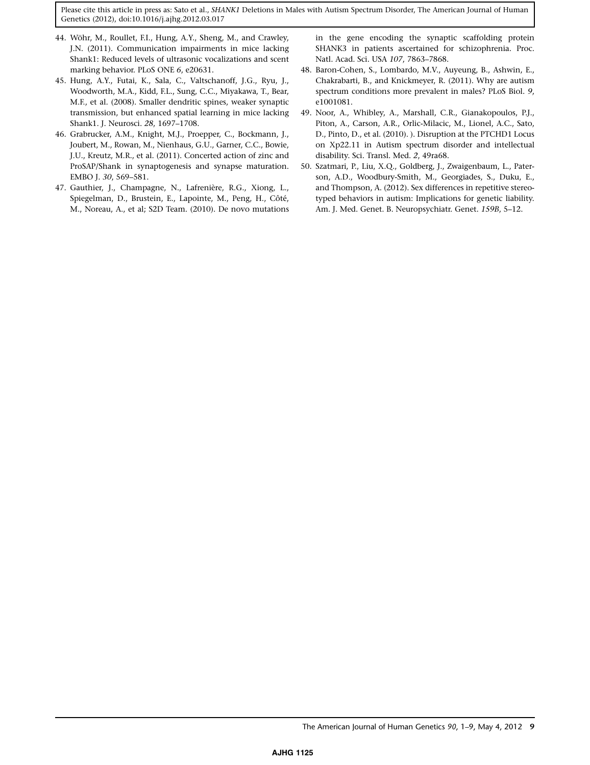44. Wöhr, M., Roullet, F.I., Hung, A.Y., Sheng, M., and Crawley, J.N. (2011). Communication impairments in mice lacking Shank1: Reduced levels of ultrasonic vocalizations and scent marking behavior. PLoS ONE *6*, e20631.
45. Hung, A.Y., Futai, K., Sala, C., Valtschanoff, J.G., Ryu, J., Woodworth, M.A., Kidd, F.L., Sung, C.C., Miyakawa, T., Bear, M.F., et al. (2008). Smaller dendritic spines, weaker synaptic transmission, but enhanced spatial learning in mice lacking Shank1. J. Neurosci. *28*, 1697–1708.
46. Grabrucker, A.M., Knight, M.J., Proepper, C., Bockmann, J., Joubert, M., Rowan, M., Nienhaus, G.U., Garner, C.C., Bowie, J.U., Kreutz, M.R., et al. (2011). Concerted action of zinc and ProSAP/Shank in synaptogenesis and synapse maturation. EMBO J. *30*, 569–581.
47. Gauthier, J., Champagne, N., Lafrenière, R.G., Xiong, L., Spiegelman, D., Brustein, E., Lapointe, M., Peng, H., Côté, M., Noreau, A., et al; S2D Team. (2010). De novo mutations in the gene encoding the synaptic scaffolding protein SHANK3 in patients ascertained for schizophrenia. Proc. Natl. Acad. Sci. USA *107*, 7863–7868.
48. Baron-Cohen, S., Lombardo, M.V., Auyeung, B., Ashwin, E., Chakrabarti, B., and Knickmeyer, R. (2011). Why are autism spectrum conditions more prevalent in males? PLoS Biol. *9*, e1001081.
49. Noor, A., Whibley, A., Marshall, C.R., Gianakopoulos, P.J., Piton, A., Carson, A.R., Orlic-Milacic, M., Lionel, A.C., Sato, D., Pinto, D., et al. (2010). ). Disruption at the PTCHD1 Locus on Xp22.11 in Autism spectrum disorder and intellectual disability. Sci. Transl. Med. *2*, 49ra68.
50. Szatmari, P., Liu, X.Q., Goldberg, J., Zwaigenbaum, L., Paterson, A.D., Woodbury-Smith, M., Georgiades, S., Duku, E., and Thompson, A. (2012). Sex differences in repetitive stereotyped behaviors in autism: Implications for genetic liability. Am. J. Med. Genet. B. Neuropsychiatr. Genet. *159B*, 5–12.